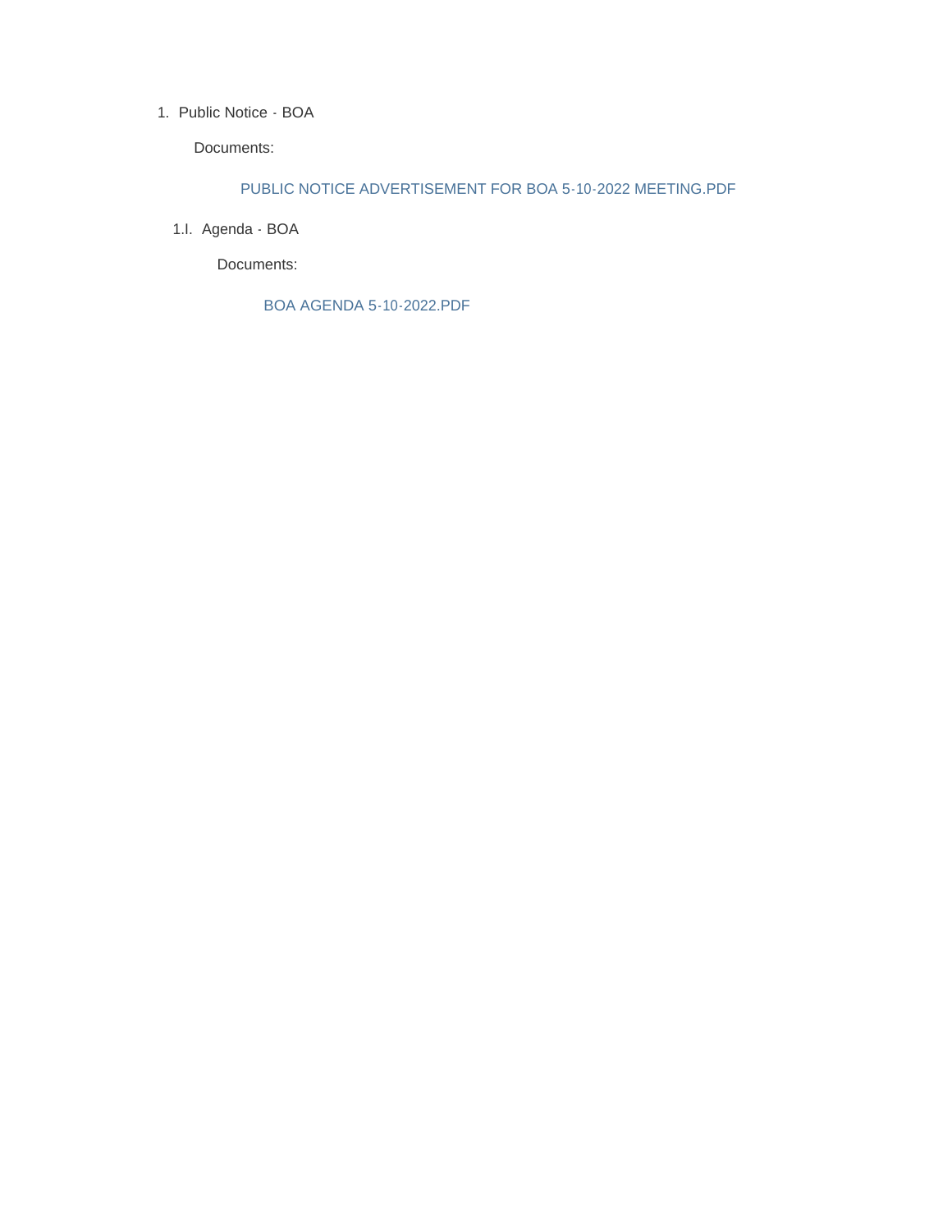1. Public Notice - BOA

   Documents:

   PUBLIC NOTICE ADVERTISEMENT FOR BOA 5-10-2022 MEETING.PDF

   1.I. Agenda - BOA

   Documents:

   BOA AGENDA 5-10-2022.PDF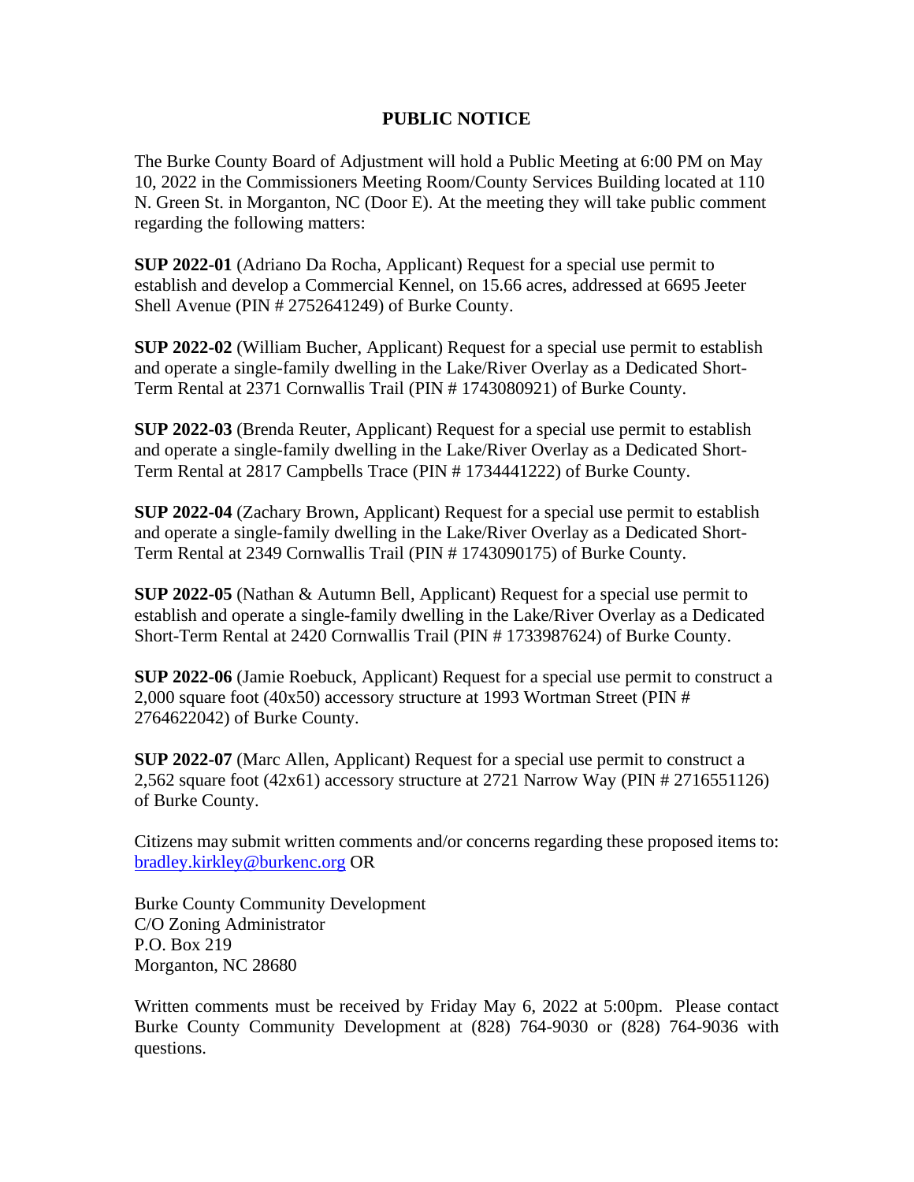# PUBLIC NOTICE

The Burke County Board of Adjustment will hold a Public Meeting at 6:00 PM on May 10, 2022 in the Commissioners Meeting Room/County Services Building located at 110 N. Green St. in Morganton, NC (Door E). At the meeting they will take public comment regarding the following matters:

**SUP 2022-01** (Adriano Da Rocha, Applicant) Request for a special use permit to establish and develop a Commercial Kennel, on 15.66 acres, addressed at 6695 Jeeter Shell Avenue (PIN # 2752641249) of Burke County.

**SUP 2022-02** (William Bucher, Applicant) Request for a special use permit to establish and operate a single-family dwelling in the Lake/River Overlay as a Dedicated Short-Term Rental at 2371 Cornwallis Trail (PIN # 1743080921) of Burke County.

**SUP 2022-03** (Brenda Reuter, Applicant) Request for a special use permit to establish and operate a single-family dwelling in the Lake/River Overlay as a Dedicated Short-Term Rental at 2817 Campbells Trace (PIN # 1734441222) of Burke County.

**SUP 2022-04** (Zachary Brown, Applicant) Request for a special use permit to establish and operate a single-family dwelling in the Lake/River Overlay as a Dedicated Short-Term Rental at 2349 Cornwallis Trail (PIN # 1743090175) of Burke County.

**SUP 2022-05** (Nathan & Autumn Bell, Applicant) Request for a special use permit to establish and operate a single-family dwelling in the Lake/River Overlay as a Dedicated Short-Term Rental at 2420 Cornwallis Trail (PIN # 1733987624) of Burke County.

**SUP 2022-06** (Jamie Roebuck, Applicant) Request for a special use permit to construct a 2,000 square foot (40x50) accessory structure at 1993 Wortman Street (PIN # 2764622042) of Burke County.

**SUP 2022-07** (Marc Allen, Applicant) Request for a special use permit to construct a 2,562 square foot (42x61) accessory structure at 2721 Narrow Way (PIN # 2716551126) of Burke County.

Citizens may submit written comments and/or concerns regarding these proposed items to: bradley.kirkley@burkenc.org OR

Burke County Community Development
C/O Zoning Administrator
P.O. Box 219
Morganton, NC 28680

Written comments must be received by Friday May 6, 2022 at 5:00pm. Please contact Burke County Community Development at (828) 764-9030 or (828) 764-9036 with questions.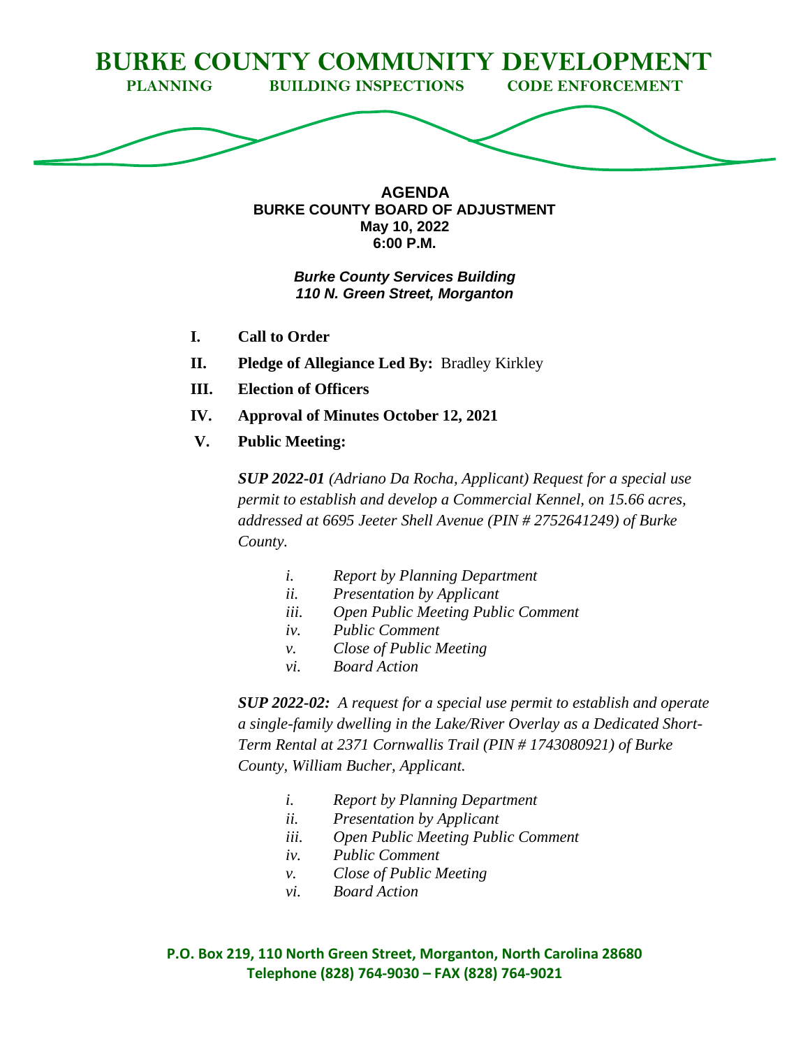# BURKE COUNTY COMMUNITY DEVELOPMENT

**PLANNING** **BUILDING INSPECTIONS** **CODE ENFORCEMENT**

**AGENDA**
**BURKE COUNTY BOARD OF ADJUSTMENT**
**May 10, 2022**
**6:00 P.M.**

***Burke County Services Building***
***110 N. Green Street, Morganton***

- **I. Call to Order**
- **II. Pledge of Allegiance Led By:** Bradley Kirkley
- **III. Election of Officers**
- **IV. Approval of Minutes October 12, 2021**
- **V. Public Meeting:**

***SUP 2022-01*** *(Adriano Da Rocha, Applicant) Request for a special use permit to establish and develop a Commercial Kennel, on 15.66 acres, addressed at 6695 Jeeter Shell Avenue (PIN # 2752641249) of Burke County.*

- *i. Report by Planning Department*
- *ii. Presentation by Applicant*
- *iii. Open Public Meeting Public Comment*
- *iv. Public Comment*
- *v. Close of Public Meeting*
- *vi. Board Action*

***SUP 2022-02:*** *A request for a special use permit to establish and operate a single-family dwelling in the Lake/River Overlay as a Dedicated Short-Term Rental at 2371 Cornwallis Trail (PIN # 1743080921) of Burke County, William Bucher, Applicant.*

- *i. Report by Planning Department*
- *ii. Presentation by Applicant*
- *iii. Open Public Meeting Public Comment*
- *iv. Public Comment*
- *v. Close of Public Meeting*
- *vi. Board Action*

**P.O. Box 219, 110 North Green Street, Morganton, North Carolina 28680**
**Telephone (828) 764-9030 – FAX (828) 764-9021**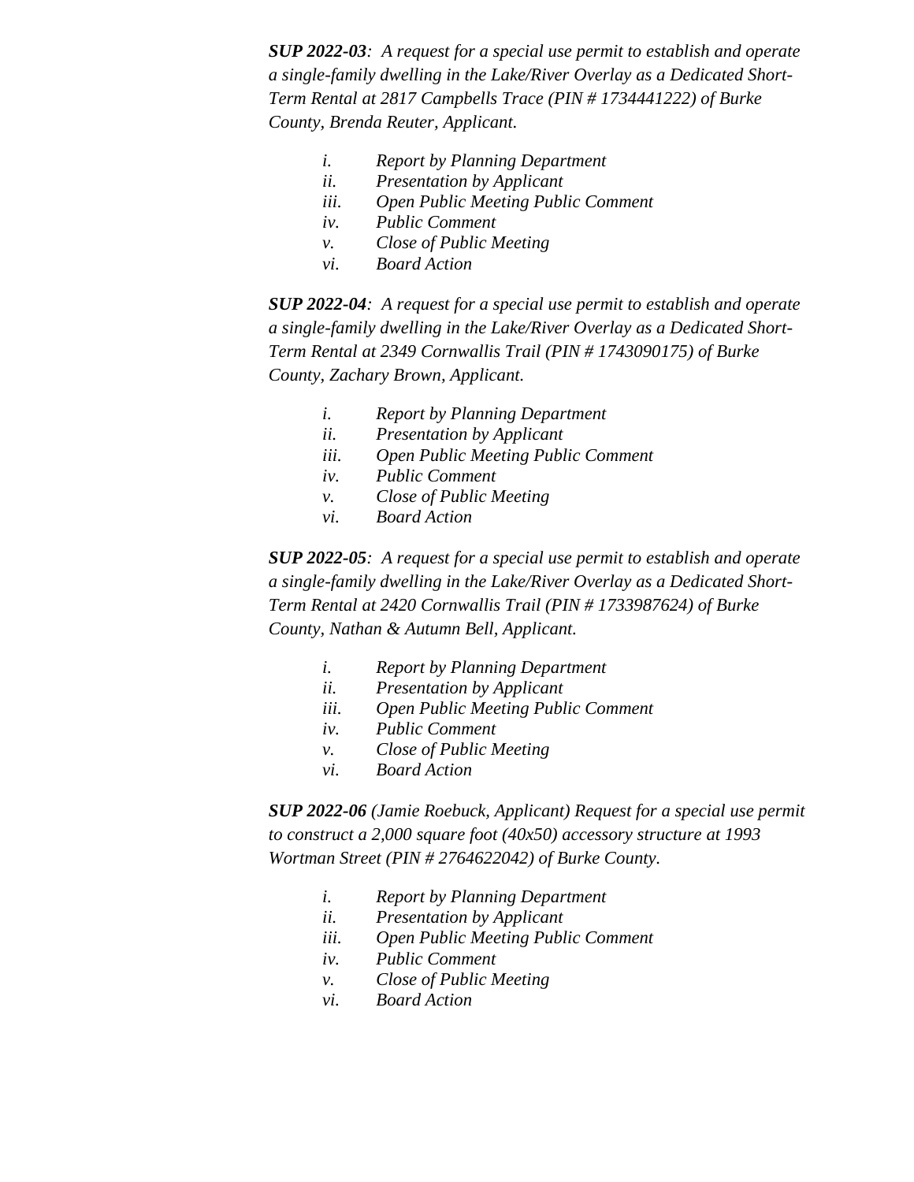***SUP 2022-03**: A request for a special use permit to establish and operate a single-family dwelling in the Lake/River Overlay as a Dedicated Short-Term Rental at 2817 Campbells Trace (PIN # 1734441222) of Burke County, Brenda Reuter, Applicant.*

- *i. Report by Planning Department*
- *ii. Presentation by Applicant*
- *iii. Open Public Meeting Public Comment*
- *iv. Public Comment*
- *v. Close of Public Meeting*
- *vi. Board Action*

***SUP 2022-04**: A request for a special use permit to establish and operate a single-family dwelling in the Lake/River Overlay as a Dedicated Short-Term Rental at 2349 Cornwallis Trail (PIN # 1743090175) of Burke County, Zachary Brown, Applicant.*

- *i. Report by Planning Department*
- *ii. Presentation by Applicant*
- *iii. Open Public Meeting Public Comment*
- *iv. Public Comment*
- *v. Close of Public Meeting*
- *vi. Board Action*

***SUP 2022-05**: A request for a special use permit to establish and operate a single-family dwelling in the Lake/River Overlay as a Dedicated Short-Term Rental at 2420 Cornwallis Trail (PIN # 1733987624) of Burke County, Nathan & Autumn Bell, Applicant.*

- *i. Report by Planning Department*
- *ii. Presentation by Applicant*
- *iii. Open Public Meeting Public Comment*
- *iv. Public Comment*
- *v. Close of Public Meeting*
- *vi. Board Action*

***SUP 2022-06** (Jamie Roebuck, Applicant) Request for a special use permit to construct a 2,000 square foot (40x50) accessory structure at 1993 Wortman Street (PIN # 2764622042) of Burke County.*

- *i. Report by Planning Department*
- *ii. Presentation by Applicant*
- *iii. Open Public Meeting Public Comment*
- *iv. Public Comment*
- *v. Close of Public Meeting*
- *vi. Board Action*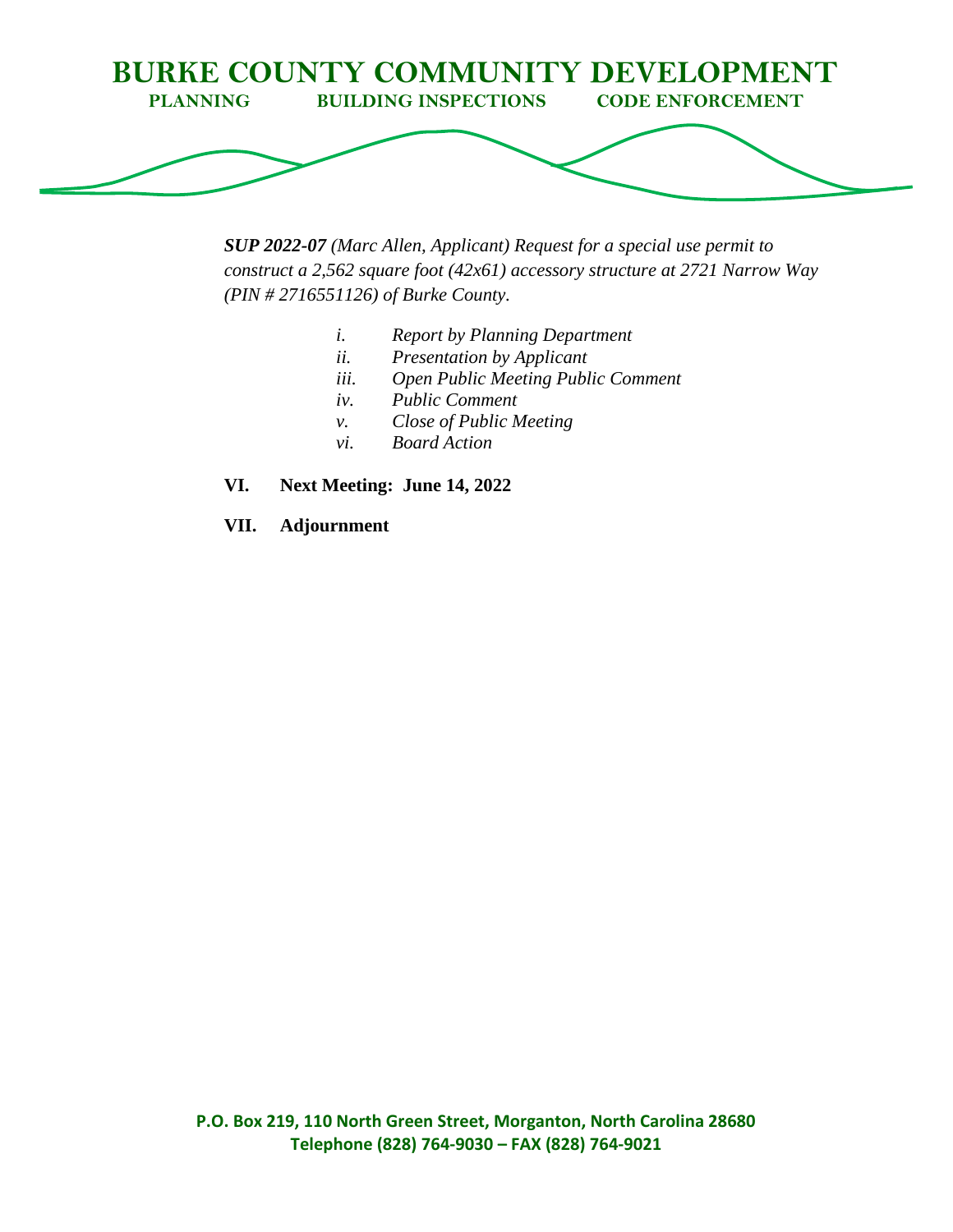# BURKE COUNTY COMMUNITY DEVELOPMENT

**PLANNING BUILDING INSPECTIONS CODE ENFORCEMENT**

***SUP 2022-07*** *(Marc Allen, Applicant) Request for a special use permit to construct a 2,562 square foot (42x61) accessory structure at 2721 Narrow Way (PIN # 2716551126) of Burke County.*

- *i. Report by Planning Department*
- *ii. Presentation by Applicant*
- *iii. Open Public Meeting Public Comment*
- *iv. Public Comment*
- *v. Close of Public Meeting*
- *vi. Board Action*

**VI. Next Meeting: June 14, 2022**

**VII. Adjournment**

**P.O. Box 219, 110 North Green Street, Morganton, North Carolina 28680**
**Telephone (828) 764-9030 – FAX (828) 764-9021**